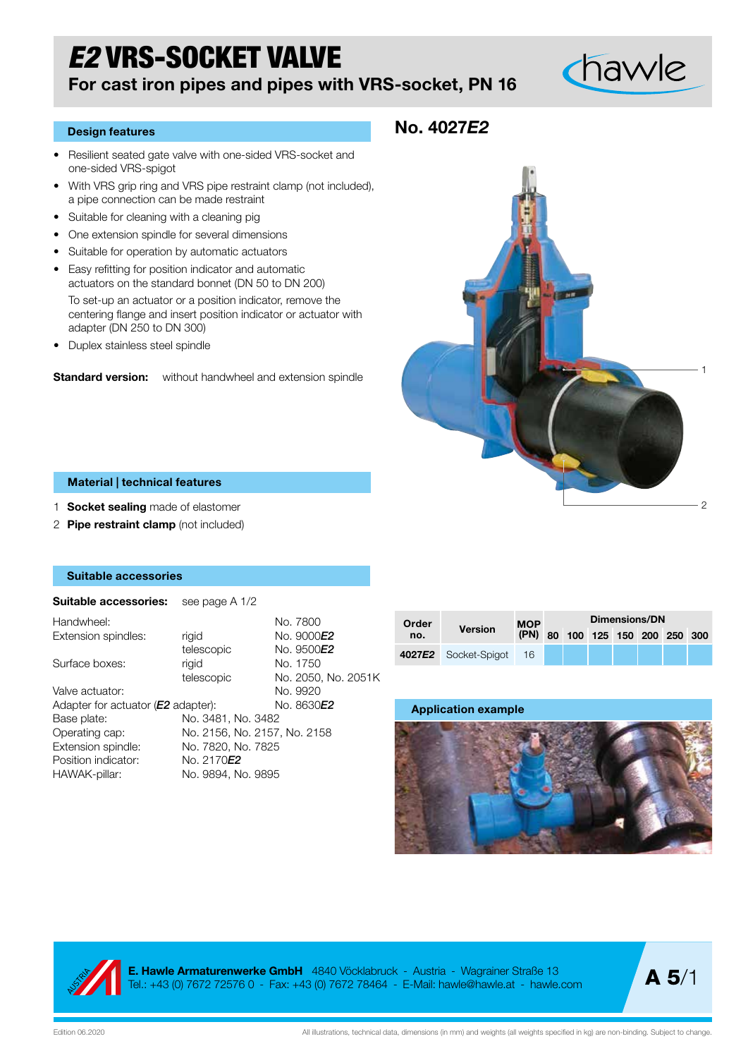# *E2* VRS-SOCKET VALVE

## For cast iron pipes and pipes with VRS-socket, PN 16

## No. 4027*E2*

### Design features

- Resilient seated gate valve with one-sided VRS-socket and one-sided VRS-spigot
- With VRS grip ring and VRS pipe restraint clamp (not included), a pipe connection can be made restraint
- Suitable for cleaning with a cleaning pig
- One extension spindle for several dimensions
- Suitable for operation by automatic actuators
- Easy refitting for position indicator and automatic actuators on the standard bonnet (DN 50 to DN 200)

  To set-up an actuator or a position indicator, remove the centering flange and insert position indicator or actuator with adapter (DN 250 to DN 300)
- Duplex stainless steel spindle

**Standard version:** without handwheel and extension spindle

### Material | technical features

1 **Socket sealing** made of elastomer
2 **Pipe restraint clamp** (not included)

### Suitable accessories

**Suitable accessories:** see page A 1/2

| | | |
|---|---|---|
| Handwheel: | | No. 7800 |
| Extension spindles: | rigid | No. 9000*E2* |
| | telescopic | No. 9500*E2* |
| Surface boxes: | rigid | No. 1750 |
| | telescopic | No. 2050, No. 2051K |
| Valve actuator: | | No. 9920 |
| Adapter for actuator (*E2* adapter): | | No. 8630*E2* |
| Base plate: | No. 3481, No. 3482 | |
| Operating cap: | No. 2156, No. 2157, No. 2158 | |
| Extension spindle: | No. 7820, No. 7825 | |
| Position indicator: | No. 2170*E2* | |
| HAWAK-pillar: | No. 9894, No. 9895 | |

| Order no. | Version | MOP (PN) | Dimensions/DN 80 | 100 | 125 | 150 | 200 | 250 | 300 |
|---|---|---|---|---|---|---|---|---|---|
| 4027*E2* | Socket-Spigot | 16 | | | | | | | |

### Application example

**E. Hawle Armaturenwerke GmbH** 4840 Vöcklabruck - Austria - Wagrainer Straße 13
Tel.: +43 (0) 7672 72576 0 - Fax: +43 (0) 7672 78464 - E-Mail: hawle@hawle.at - hawle.com

Edition 06.2020

All illustrations, technical data, dimensions (in mm) and weights (all weights specified in kg) are non-binding. Subject to change.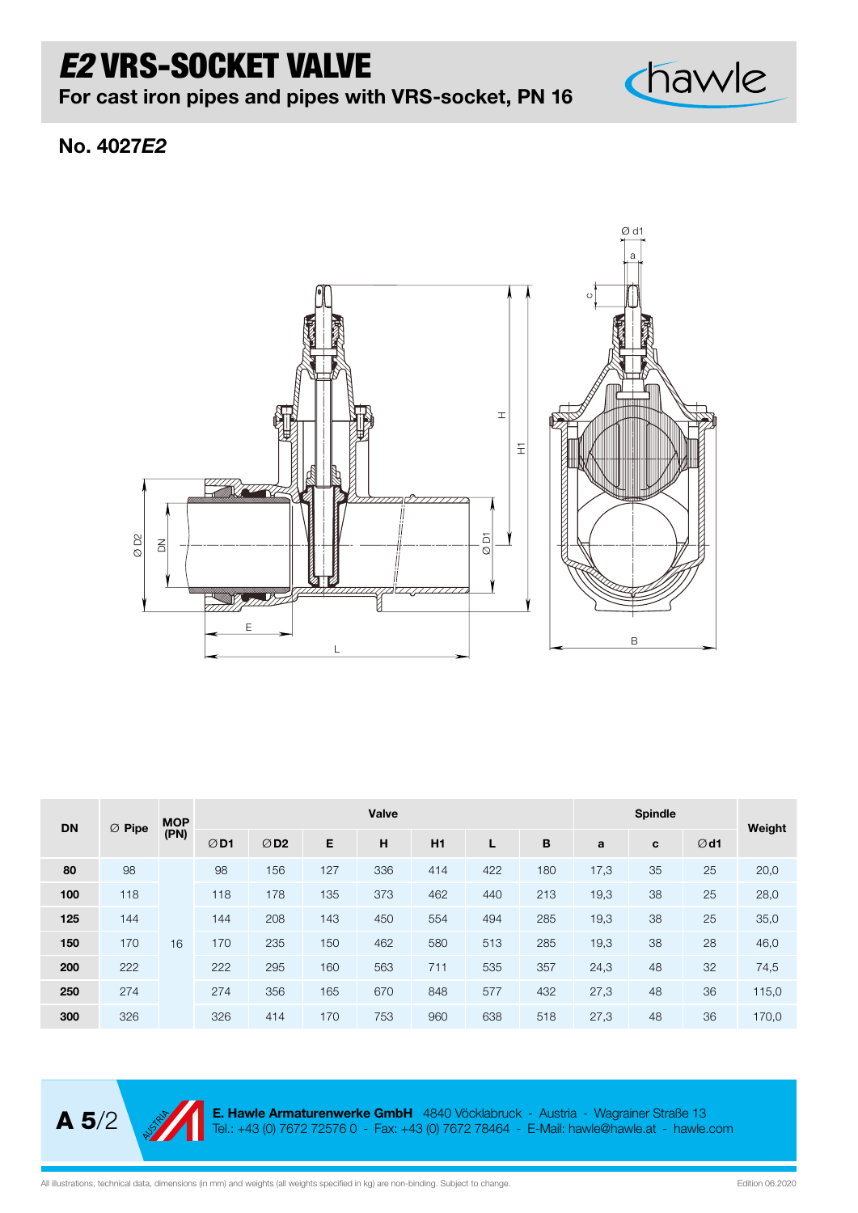# *E2* VRS-SOCKET VALVE

**For cast iron pipes and pipes with VRS-socket, PN 16**

## No. 4027*E2*

Ø d1

a

c

H

H1

Ø D2

DN

Ø D1

E

L

B

| DN | Ø Pipe | MOP (PN) | Valve | | | | | | | Spindle | | | Weight |
|---|---|---|---|---|---|---|---|---|---|---|---|---|---|
| | | | ∅D1 | ∅D2 | E | H | H1 | L | B | a | c | ∅d1 | |
| **80** | 98 | 16 | 98 | 156 | 127 | 336 | 414 | 422 | 180 | 17,3 | 35 | 25 | 20,0 |
| **100** | 118 | | 118 | 178 | 135 | 373 | 462 | 440 | 213 | 19,3 | 38 | 25 | 28,0 |
| **125** | 144 | | 144 | 208 | 143 | 450 | 554 | 494 | 285 | 19,3 | 38 | 25 | 35,0 |
| **150** | 170 | | 170 | 235 | 150 | 462 | 580 | 513 | 285 | 19,3 | 38 | 28 | 46,0 |
| **200** | 222 | | 222 | 295 | 160 | 563 | 711 | 535 | 357 | 24,3 | 48 | 32 | 74,5 |
| **250** | 274 | | 274 | 356 | 165 | 670 | 848 | 577 | 432 | 27,3 | 48 | 36 | 115,0 |
| **300** | 326 | | 326 | 414 | 170 | 753 | 960 | 638 | 518 | 27,3 | 48 | 36 | 170,0 |

**A 5**/2

**E. Hawle Armaturenwerke GmbH** 4840 Vöcklabruck - Austria - Wagrainer Straße 13
Tel.: +43 (0) 7672 72576 0 - Fax: +43 (0) 7672 78464 - E-Mail: hawle@hawle.at - hawle.com

All illustrations, technical data, dimensions (in mm) and weights (all weights specified in kg) are non-binding. Subject to change.

Edition 06.2020